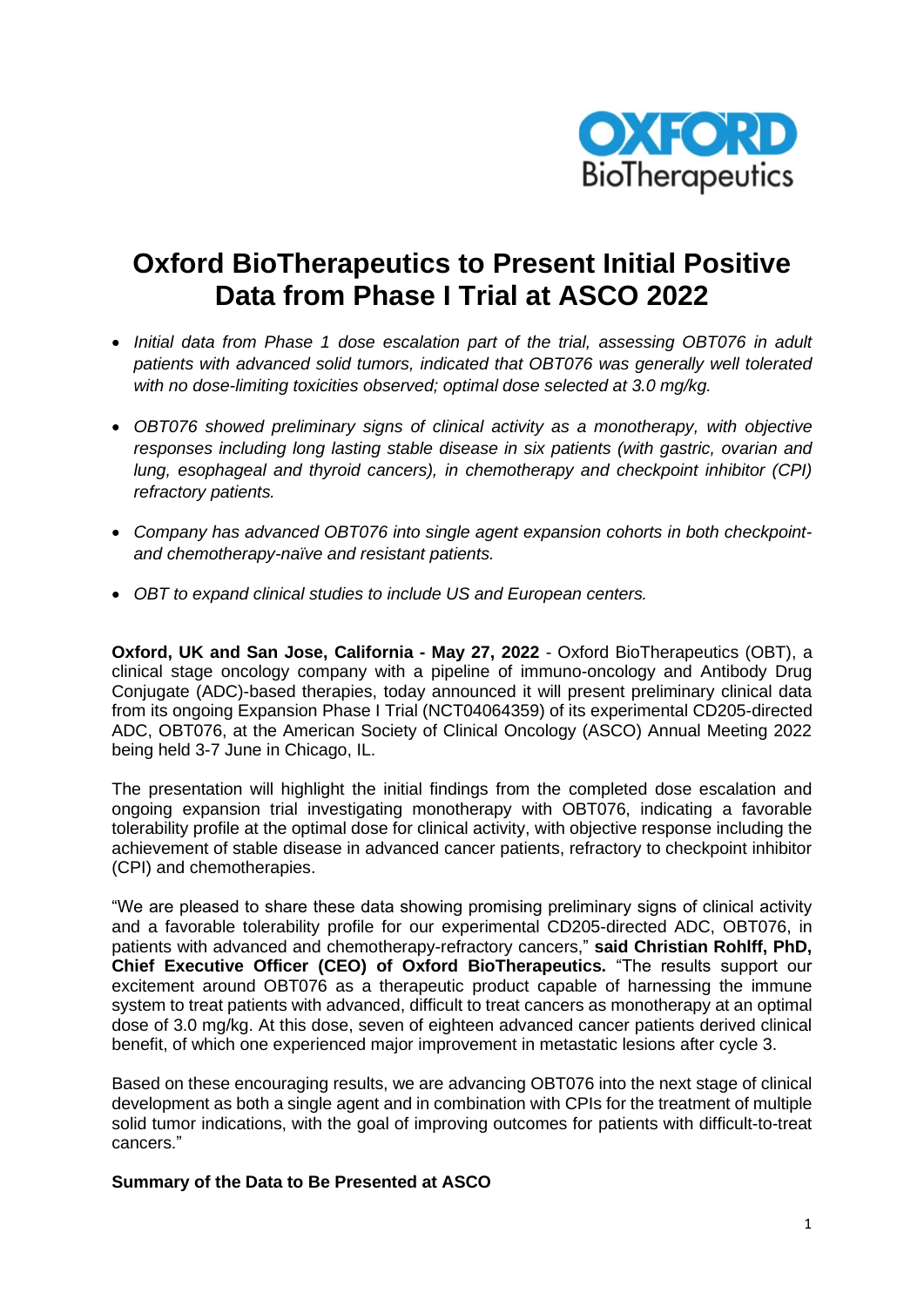# Oxford BioTherapeutics to Present Initial Positive Data from Phase I Trial at ASCO 2022

- *Initial data from Phase 1 dose escalation part of the trial, assessing OBT076 in adult patients with advanced solid tumors, indicated that OBT076 was generally well tolerated with no dose-limiting toxicities observed; optimal dose selected at 3.0 mg/kg.*
- *OBT076 showed preliminary signs of clinical activity as a monotherapy, with objective responses including long lasting stable disease in six patients (with gastric, ovarian and lung, esophageal and thyroid cancers), in chemotherapy and checkpoint inhibitor (CPI) refractory patients.*
- *Company has advanced OBT076 into single agent expansion cohorts in both checkpoint- and chemotherapy-naïve and resistant patients.*
- *OBT to expand clinical studies to include US and European centers.*

**Oxford, UK and San Jose, California - May 27, 2022** - Oxford BioTherapeutics (OBT), a clinical stage oncology company with a pipeline of immuno-oncology and Antibody Drug Conjugate (ADC)-based therapies, today announced it will present preliminary clinical data from its ongoing Expansion Phase I Trial (NCT04064359) of its experimental CD205-directed ADC, OBT076, at the American Society of Clinical Oncology (ASCO) Annual Meeting 2022 being held 3-7 June in Chicago, IL.

The presentation will highlight the initial findings from the completed dose escalation and ongoing expansion trial investigating monotherapy with OBT076, indicating a favorable tolerability profile at the optimal dose for clinical activity, with objective response including the achievement of stable disease in advanced cancer patients, refractory to checkpoint inhibitor (CPI) and chemotherapies.

"We are pleased to share these data showing promising preliminary signs of clinical activity and a favorable tolerability profile for our experimental CD205-directed ADC, OBT076, in patients with advanced and chemotherapy-refractory cancers," **said Christian Rohlff, PhD, Chief Executive Officer (CEO) of Oxford BioTherapeutics.** "The results support our excitement around OBT076 as a therapeutic product capable of harnessing the immune system to treat patients with advanced, difficult to treat cancers as monotherapy at an optimal dose of 3.0 mg/kg. At this dose, seven of eighteen advanced cancer patients derived clinical benefit, of which one experienced major improvement in metastatic lesions after cycle 3.

Based on these encouraging results, we are advancing OBT076 into the next stage of clinical development as both a single agent and in combination with CPIs for the treatment of multiple solid tumor indications, with the goal of improving outcomes for patients with difficult-to-treat cancers."

**Summary of the Data to Be Presented at ASCO**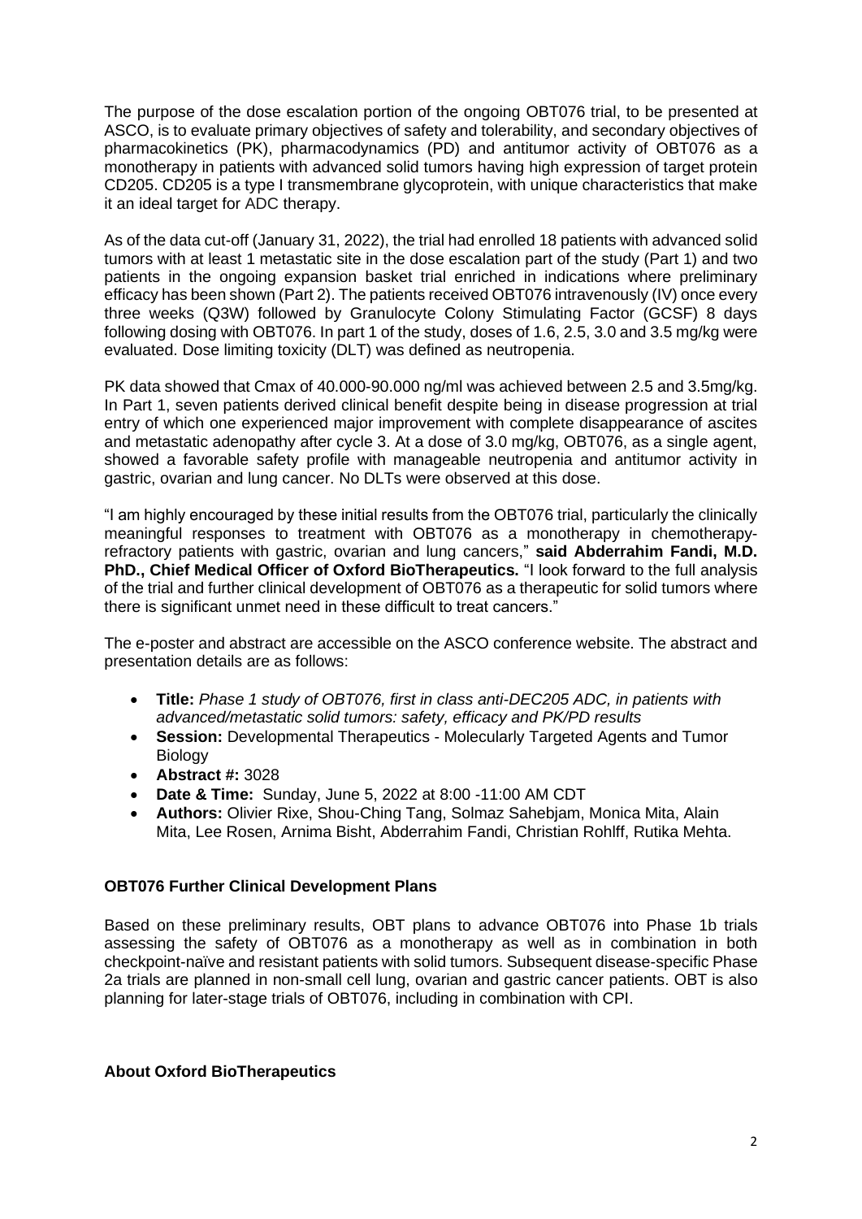The purpose of the dose escalation portion of the ongoing OBT076 trial, to be presented at ASCO, is to evaluate primary objectives of safety and tolerability, and secondary objectives of pharmacokinetics (PK), pharmacodynamics (PD) and antitumor activity of OBT076 as a monotherapy in patients with advanced solid tumors having high expression of target protein CD205. CD205 is a type I transmembrane glycoprotein, with unique characteristics that make it an ideal target for ADC therapy.

As of the data cut-off (January 31, 2022), the trial had enrolled 18 patients with advanced solid tumors with at least 1 metastatic site in the dose escalation part of the study (Part 1) and two patients in the ongoing expansion basket trial enriched in indications where preliminary efficacy has been shown (Part 2). The patients received OBT076 intravenously (IV) once every three weeks (Q3W) followed by Granulocyte Colony Stimulating Factor (GCSF) 8 days following dosing with OBT076. In part 1 of the study, doses of 1.6, 2.5, 3.0 and 3.5 mg/kg were evaluated. Dose limiting toxicity (DLT) was defined as neutropenia.

PK data showed that Cmax of 40.000-90.000 ng/ml was achieved between 2.5 and 3.5mg/kg. In Part 1, seven patients derived clinical benefit despite being in disease progression at trial entry of which one experienced major improvement with complete disappearance of ascites and metastatic adenopathy after cycle 3. At a dose of 3.0 mg/kg, OBT076, as a single agent, showed a favorable safety profile with manageable neutropenia and antitumor activity in gastric, ovarian and lung cancer. No DLTs were observed at this dose.

"I am highly encouraged by these initial results from the OBT076 trial, particularly the clinically meaningful responses to treatment with OBT076 as a monotherapy in chemotherapy-refractory patients with gastric, ovarian and lung cancers," **said Abderrahim Fandi, M.D. PhD., Chief Medical Officer of Oxford BioTherapeutics.** "I look forward to the full analysis of the trial and further clinical development of OBT076 as a therapeutic for solid tumors where there is significant unmet need in these difficult to treat cancers."

The e-poster and abstract are accessible on the ASCO conference website. The abstract and presentation details are as follows:

- **Title:** *Phase 1 study of OBT076, first in class anti-DEC205 ADC, in patients with advanced/metastatic solid tumors: safety, efficacy and PK/PD results*
- **Session:** Developmental Therapeutics - Molecularly Targeted Agents and Tumor Biology
- **Abstract #:** 3028
- **Date & Time:** Sunday, June 5, 2022 at 8:00 -11:00 AM CDT
- **Authors:** Olivier Rixe, Shou-Ching Tang, Solmaz Sahebjam, Monica Mita, Alain Mita, Lee Rosen, Arnima Bisht, Abderrahim Fandi, Christian Rohlff, Rutika Mehta.

**OBT076 Further Clinical Development Plans**

Based on these preliminary results, OBT plans to advance OBT076 into Phase 1b trials assessing the safety of OBT076 as a monotherapy as well as in combination in both checkpoint-naïve and resistant patients with solid tumors. Subsequent disease-specific Phase 2a trials are planned in non-small cell lung, ovarian and gastric cancer patients. OBT is also planning for later-stage trials of OBT076, including in combination with CPI.

**About Oxford BioTherapeutics**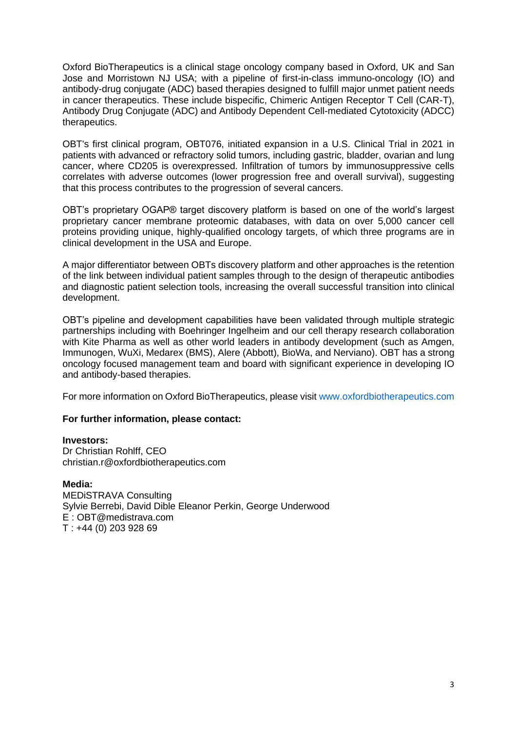Oxford BioTherapeutics is a clinical stage oncology company based in Oxford, UK and San Jose and Morristown NJ USA; with a pipeline of first-in-class immuno-oncology (IO) and antibody-drug conjugate (ADC) based therapies designed to fulfill major unmet patient needs in cancer therapeutics. These include bispecific, Chimeric Antigen Receptor T Cell (CAR-T), Antibody Drug Conjugate (ADC) and Antibody Dependent Cell-mediated Cytotoxicity (ADCC) therapeutics.

OBT's first clinical program, OBT076, initiated expansion in a U.S. Clinical Trial in 2021 in patients with advanced or refractory solid tumors, including gastric, bladder, ovarian and lung cancer, where CD205 is overexpressed. Infiltration of tumors by immunosuppressive cells correlates with adverse outcomes (lower progression free and overall survival), suggesting that this process contributes to the progression of several cancers.

OBT's proprietary OGAP® target discovery platform is based on one of the world's largest proprietary cancer membrane proteomic databases, with data on over 5,000 cancer cell proteins providing unique, highly-qualified oncology targets, of which three programs are in clinical development in the USA and Europe.

A major differentiator between OBTs discovery platform and other approaches is the retention of the link between individual patient samples through to the design of therapeutic antibodies and diagnostic patient selection tools, increasing the overall successful transition into clinical development.

OBT's pipeline and development capabilities have been validated through multiple strategic partnerships including with Boehringer Ingelheim and our cell therapy research collaboration with Kite Pharma as well as other world leaders in antibody development (such as Amgen, Immunogen, WuXi, Medarex (BMS), Alere (Abbott), BioWa, and Nerviano). OBT has a strong oncology focused management team and board with significant experience in developing IO and antibody-based therapies.

For more information on Oxford BioTherapeutics, please visit www.oxfordbiotherapeutics.com

**For further information, please contact:**

**Investors:**
Dr Christian Rohlff, CEO
christian.r@oxfordbiotherapeutics.com

**Media:**
MEDiSTRAVA Consulting
Sylvie Berrebi, David Dible Eleanor Perkin, George Underwood
E : OBT@medistrava.com
T : +44 (0) 203 928 69